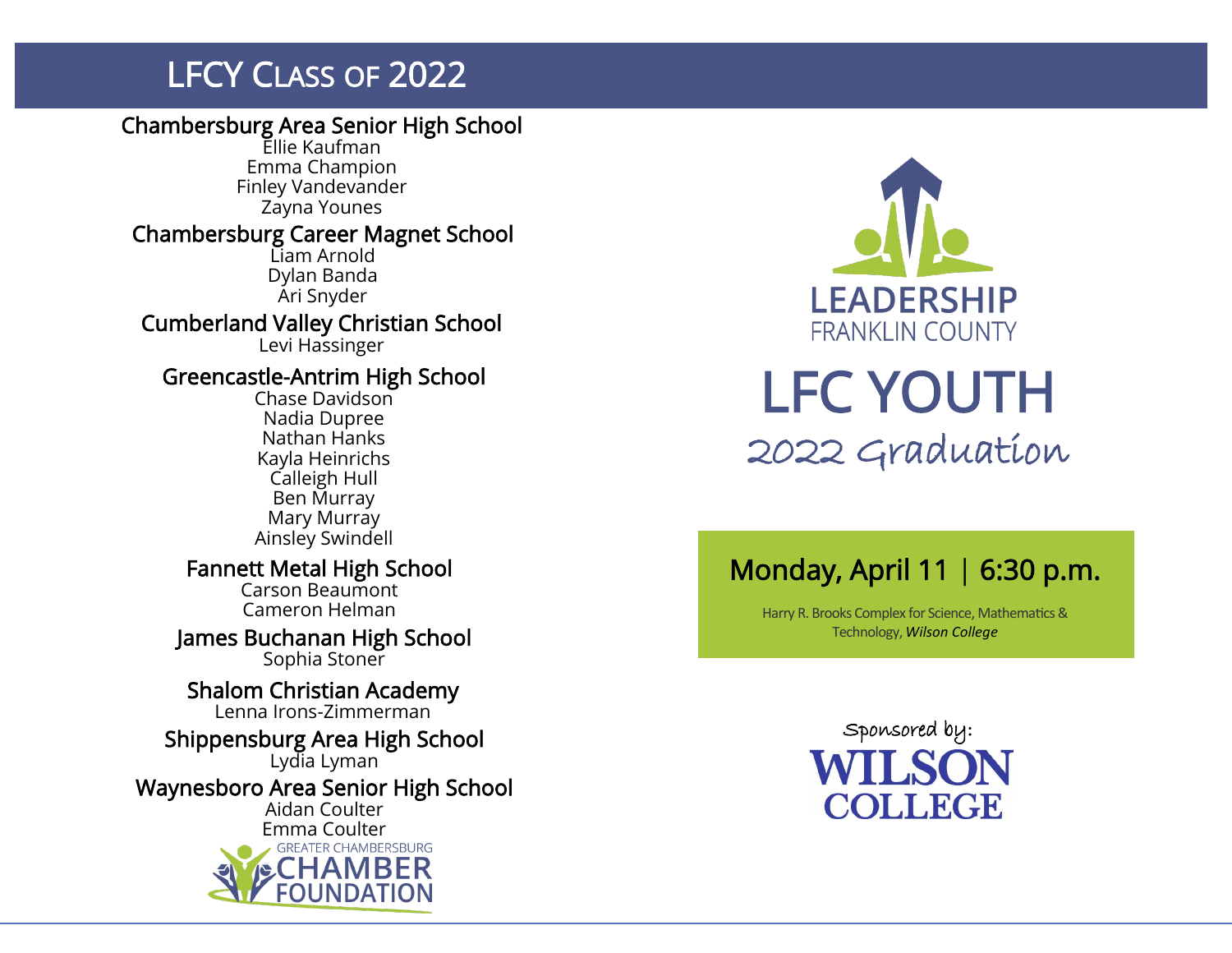# LFCY Class of 2022

### Chambersburg Area Senior High School

Ellie Kaufman
Emma Champion
Finley Vandevander
Zayna Younes

### Chambersburg Career Magnet School

Liam Arnold
Dylan Banda
Ari Snyder

### Cumberland Valley Christian School

Levi Hassinger

### Greencastle-Antrim High School

Chase Davidson
Nadia Dupree
Nathan Hanks
Kayla Heinrichs
Calleigh Hull
Ben Murray
Mary Murray
Ainsley Swindell

### Fannett Metal High School

Carson Beaumont
Cameron Helman

### James Buchanan High School

Sophia Stoner

### Shalom Christian Academy

Lenna Irons-Zimmerman

### Shippensburg Area High School

Lydia Lyman

### Waynesboro Area Senior High School

Aidan Coulter
Emma Coulter

GREATER CHAMBERSBURG CHAMBER FOUNDATION

LEADERSHIP FRANKLIN COUNTY

# LFC YOUTH

## 2022 Graduation

**Monday, April 11 | 6:30 p.m.**

Harry R. Brooks Complex for Science, Mathematics & Technology, *Wilson College*

Sponsored by:

WILSON COLLEGE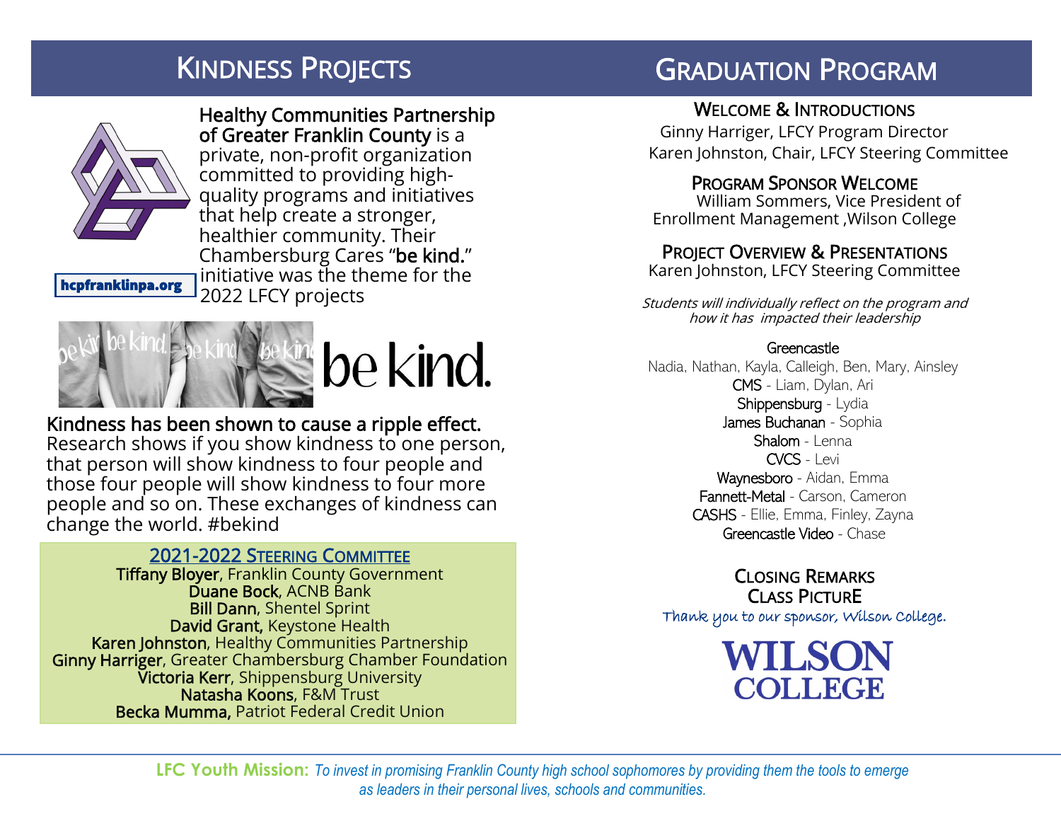## Kindness Projects

**Healthy Communities Partnership of Greater Franklin County** is a private, non-profit organization committed to providing high-quality programs and initiatives that help create a stronger, healthier community. Their Chambersburg Cares "**be kind.**" initiative was the theme for the 2022 LFCY projects

hcpfranklinpa.org

be kind.

**Kindness has been shown to cause a ripple effect.** Research shows if you show kindness to one person, that person will show kindness to four people and those four people will show kindness to four more people and so on. These exchanges of kindness can change the world. #bekind

### 2021-2022 Steering Committee

**Tiffany Bloyer**, Franklin County Government
**Duane Bock**, ACNB Bank
**Bill Dann**, Shentel Sprint
**David Grant,** Keystone Health
**Karen Johnston**, Healthy Communities Partnership
**Ginny Harriger**, Greater Chambersburg Chamber Foundation
**Victoria Kerr**, Shippensburg University
**Natasha Koons**, F&M Trust
**Becka Mumma,** Patriot Federal Credit Union

## Graduation Program

### Welcome & Introductions

Ginny Harriger, LFCY Program Director
Karen Johnston, Chair, LFCY Steering Committee

### Program Sponsor Welcome

William Sommers, Vice President of Enrollment Management ,Wilson College

### Project Overview & Presentations

Karen Johnston, LFCY Steering Committee

*Students will individually reflect on the program and how it has impacted their leadership*

Greencastle
Nadia, Nathan, Kayla, Calleigh, Ben, Mary, Ainsley
CMS - Liam, Dylan, Ari
Shippensburg - Lydia
James Buchanan - Sophia
Shalom - Lenna
CVCS - Levi
Waynesboro - Aidan, Emma
Fannett-Metal - Carson, Cameron
CASHS - Ellie, Emma, Finley, Zayna
Greencastle Video - Chase

### Closing Remarks
### Class Picture

Thank you to our sponsor, Wilson College.

WILSON COLLEGE

**LFC Youth Mission:** *To invest in promising Franklin County high school sophomores by providing them the tools to emerge as leaders in their personal lives, schools and communities.*